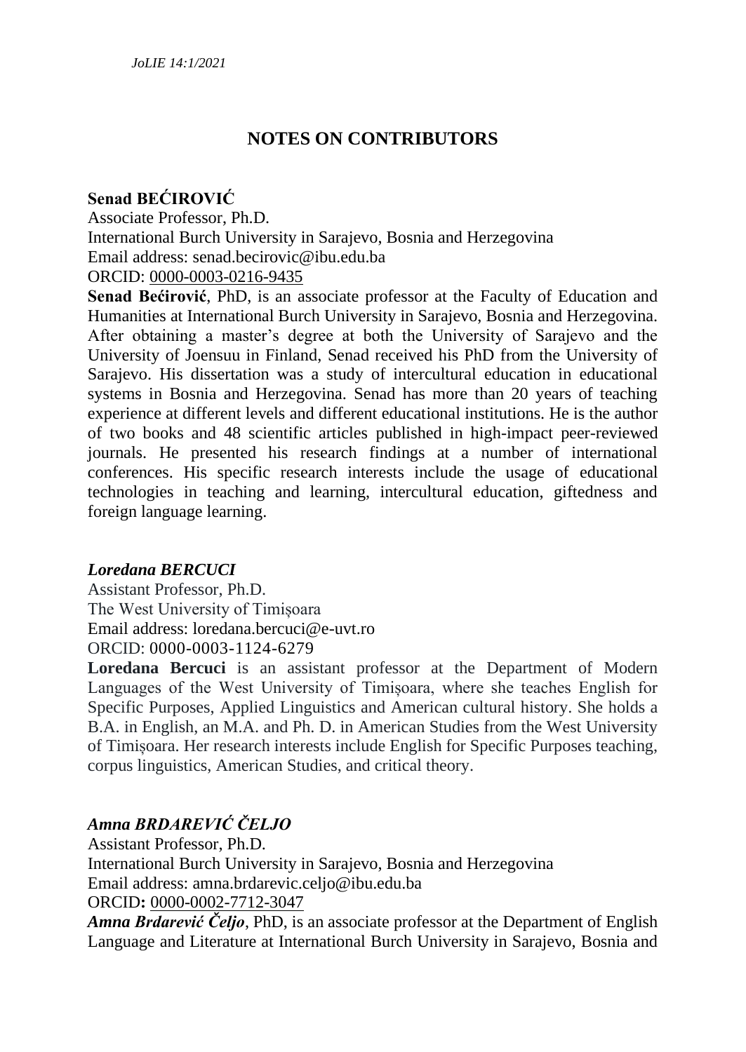# NOTES ON CONTRIBUTORS

## Senad BEĆIROVIĆ

Associate Professor, Ph.D.
International Burch University in Sarajevo, Bosnia and Herzegovina
Email address: senad.becirovic@ibu.edu.ba
ORCID: 0000-0003-0216-9435

**Senad Bećirović**, PhD, is an associate professor at the Faculty of Education and Humanities at International Burch University in Sarajevo, Bosnia and Herzegovina. After obtaining a master's degree at both the University of Sarajevo and the University of Joensuu in Finland, Senad received his PhD from the University of Sarajevo. His dissertation was a study of intercultural education in educational systems in Bosnia and Herzegovina. Senad has more than 20 years of teaching experience at different levels and different educational institutions. He is the author of two books and 48 scientific articles published in high-impact peer-reviewed journals. He presented his research findings at a number of international conferences. His specific research interests include the usage of educational technologies in teaching and learning, intercultural education, giftedness and foreign language learning.

## *Loredana BERCUCI*

Assistant Professor, Ph.D.
The West University of Timișoara
Email address: loredana.bercuci@e-uvt.ro
ORCID: 0000-0003-1124-6279

**Loredana Bercuci** is an assistant professor at the Department of Modern Languages of the West University of Timișoara, where she teaches English for Specific Purposes, Applied Linguistics and American cultural history. She holds a B.A. in English, an M.A. and Ph. D. in American Studies from the West University of Timișoara. Her research interests include English for Specific Purposes teaching, corpus linguistics, American Studies, and critical theory.

## *Amna BRDAREVIĆ ČELJO*

Assistant Professor, Ph.D.
International Burch University in Sarajevo, Bosnia and Herzegovina
Email address: amna.brdarevic.celjo@ibu.edu.ba
ORCID**:** 0000-0002-7712-3047

***Amna Brdarević Čeljo***, PhD, is an associate professor at the Department of English Language and Literature at International Burch University in Sarajevo, Bosnia and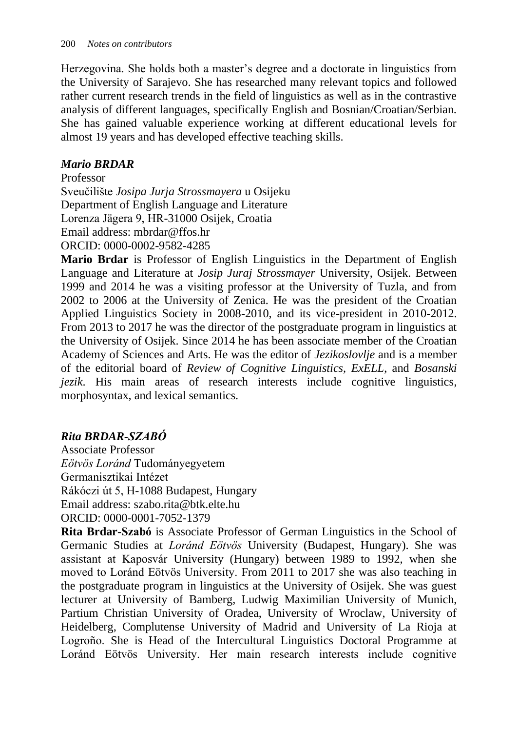Herzegovina. She holds both a master's degree and a doctorate in linguistics from the University of Sarajevo. She has researched many relevant topics and followed rather current research trends in the field of linguistics as well as in the contrastive analysis of different languages, specifically English and Bosnian/Croatian/Serbian. She has gained valuable experience working at different educational levels for almost 19 years and has developed effective teaching skills.

***Mario BRDAR***

Professor
Sveučilište *Josipa Jurja Strossmayera* u Osijeku
Department of English Language and Literature
Lorenza Jägera 9, HR-31000 Osijek, Croatia
Email address: mbrdar@ffos.hr
ORCID: 0000-0002-9582-4285

**Mario Brdar** is Professor of English Linguistics in the Department of English Language and Literature at *Josip Juraj Strossmayer* University, Osijek. Between 1999 and 2014 he was a visiting professor at the University of Tuzla, and from 2002 to 2006 at the University of Zenica. He was the president of the Croatian Applied Linguistics Society in 2008-2010, and its vice-president in 2010-2012. From 2013 to 2017 he was the director of the postgraduate program in linguistics at the University of Osijek. Since 2014 he has been associate member of the Croatian Academy of Sciences and Arts. He was the editor of *Jezikoslovlje* and is a member of the editorial board of *Review of Cognitive Linguistics*, *ExELL*, and *Bosanski jezik*. His main areas of research interests include cognitive linguistics, morphosyntax, and lexical semantics.

***Rita BRDAR-SZABÓ***

Associate Professor
*Eötvös Loránd* Tudományegyetem
Germanisztikai Intézet
Rákóczi út 5, H-1088 Budapest, Hungary
Email address: szabo.rita@btk.elte.hu
ORCID: 0000-0001-7052-1379

**Rita Brdar-Szabó** is Associate Professor of German Linguistics in the School of Germanic Studies at *Loránd Eötvös* University (Budapest, Hungary). She was assistant at Kaposvár University (Hungary) between 1989 to 1992, when she moved to Loránd Eötvös University. From 2011 to 2017 she was also teaching in the postgraduate program in linguistics at the University of Osijek. She was guest lecturer at University of Bamberg, Ludwig Maximilian University of Munich, Partium Christian University of Oradea, University of Wroclaw, University of Heidelberg, Complutense University of Madrid and University of La Rioja at Logroño. She is Head of the Intercultural Linguistics Doctoral Programme at Loránd Eötvös University. Her main research interests include cognitive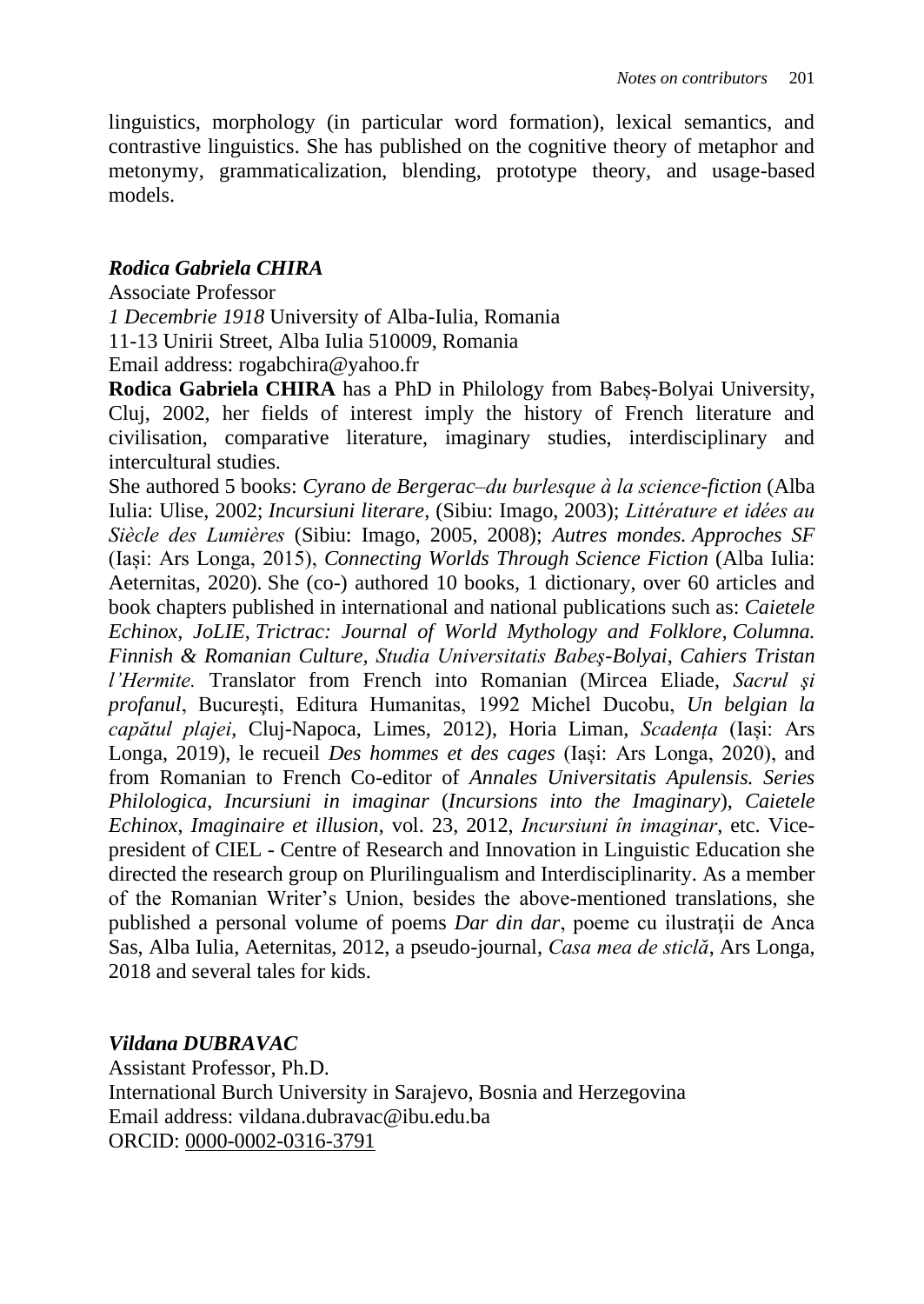linguistics, morphology (in particular word formation), lexical semantics, and contrastive linguistics. She has published on the cognitive theory of metaphor and metonymy, grammaticalization, blending, prototype theory, and usage-based models.

***Rodica Gabriela CHIRA***

Associate Professor

*1 Decembrie 1918* University of Alba-Iulia, Romania

11-13 Unirii Street, Alba Iulia 510009, Romania

Email address: rogabchira@yahoo.fr

**Rodica Gabriela CHIRA** has a PhD in Philology from Babeș-Bolyai University, Cluj, 2002, her fields of interest imply the history of French literature and civilisation, comparative literature, imaginary studies, interdisciplinary and intercultural studies.

She authored 5 books: *Cyrano de Bergerac–du burlesque à la science-fiction* (Alba Iulia: Ulise, 2002; *Incursiuni literare*, (Sibiu: Imago, 2003); *Littérature et idées au Siècle des Lumières* (Sibiu: Imago, 2005, 2008); *Autres mondes. Approches SF* (Iași: Ars Longa, 2015), *Connecting Worlds Through Science Fiction* (Alba Iulia: Aeternitas, 2020). She (co-) authored 10 books, 1 dictionary, over 60 articles and book chapters published in international and national publications such as: *Caietele Echinox, JoLIE*, *Trictrac: Journal of World Mythology and Folklore, Columna. Finnish & Romanian Culture, Studia Universitatis Babeş-Bolyai*, *Cahiers Tristan l'Hermite.* Translator from French into Romanian (Mircea Eliade, *Sacrul şi profanul*, Bucureşti, Editura Humanitas, 1992 Michel Ducobu, *Un belgian la capătul plajei*, Cluj-Napoca, Limes, 2012), Horia Liman, *Scadența* (Iași: Ars Longa, 2019), le recueil *Des hommes et des cages* (Iași: Ars Longa, 2020), and from Romanian to French Co-editor of *Annales Universitatis Apulensis. Series Philologica*, *Incursiuni in imaginar* (*Incursions into the Imaginary*), *Caietele Echinox, Imaginaire et illusion*, vol. 23, 2012, *Incursiuni în imaginar*, etc. Vice-president of CIEL - Centre of Research and Innovation in Linguistic Education she directed the research group on Plurilingualism and Interdisciplinarity. As a member of the Romanian Writer's Union, besides the above-mentioned translations, she published a personal volume of poems *Dar din dar*, poeme cu ilustraţii de Anca Sas, Alba Iulia, Aeternitas, 2012, a pseudo-journal, *Casa mea de sticlă*, Ars Longa, 2018 and several tales for kids.

***Vildana DUBRAVAC***

Assistant Professor, Ph.D.

International Burch University in Sarajevo, Bosnia and Herzegovina

Email address: vildana.dubravac@ibu.edu.ba

ORCID: 0000-0002-0316-3791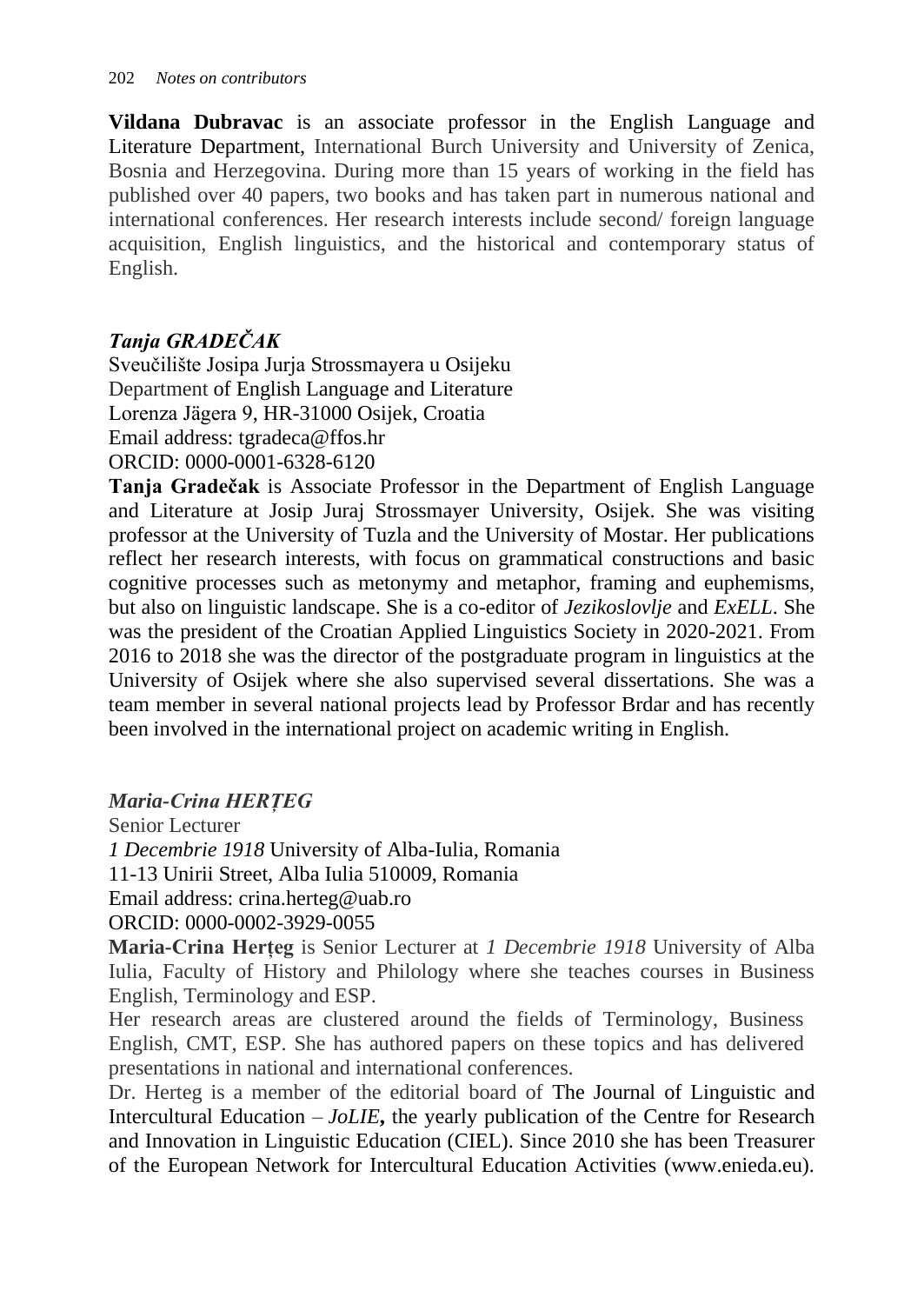**Vildana Dubravac** is an associate professor in the English Language and Literature Department, International Burch University and University of Zenica, Bosnia and Herzegovina. During more than 15 years of working in the field has published over 40 papers, two books and has taken part in numerous national and international conferences. Her research interests include second/ foreign language acquisition, English linguistics, and the historical and contemporary status of English.

### *Tanja GRADEČAK*

Sveučilište Josipa Jurja Strossmayera u Osijeku
Department of English Language and Literature
Lorenza Jägera 9, HR-31000 Osijek, Croatia
Email address: tgradeca@ffos.hr
ORCID: 0000-0001-6328-6120

**Tanja Gradečak** is Associate Professor in the Department of English Language and Literature at Josip Juraj Strossmayer University, Osijek. She was visiting professor at the University of Tuzla and the University of Mostar. Her publications reflect her research interests, with focus on grammatical constructions and basic cognitive processes such as metonymy and metaphor, framing and euphemisms, but also on linguistic landscape. She is a co-editor of *Jezikoslovlje* and *ExELL*. She was the president of the Croatian Applied Linguistics Society in 2020-2021. From 2016 to 2018 she was the director of the postgraduate program in linguistics at the University of Osijek where she also supervised several dissertations. She was a team member in several national projects lead by Professor Brdar and has recently been involved in the international project on academic writing in English.

### *Maria-Crina HERȚEG*

Senior Lecturer
*1 Decembrie 1918* University of Alba-Iulia, Romania
11-13 Unirii Street, Alba Iulia 510009, Romania
Email address: crina.herteg@uab.ro
ORCID: 0000-0002-3929-0055

**Maria-Crina Herțeg** is Senior Lecturer at *1 Decembrie 1918* University of Alba Iulia, Faculty of History and Philology where she teaches courses in Business English, Terminology and ESP.

Her research areas are clustered around the fields of Terminology, Business English, CMT, ESP. She has authored papers on these topics and has delivered presentations in national and international conferences.

Dr. Herteg is a member of the editorial board of The Journal of Linguistic and Intercultural Education – ***JoLIE***, the yearly publication of the Centre for Research and Innovation in Linguistic Education (CIEL). Since 2010 she has been Treasurer of the European Network for Intercultural Education Activities (www.enieda.eu).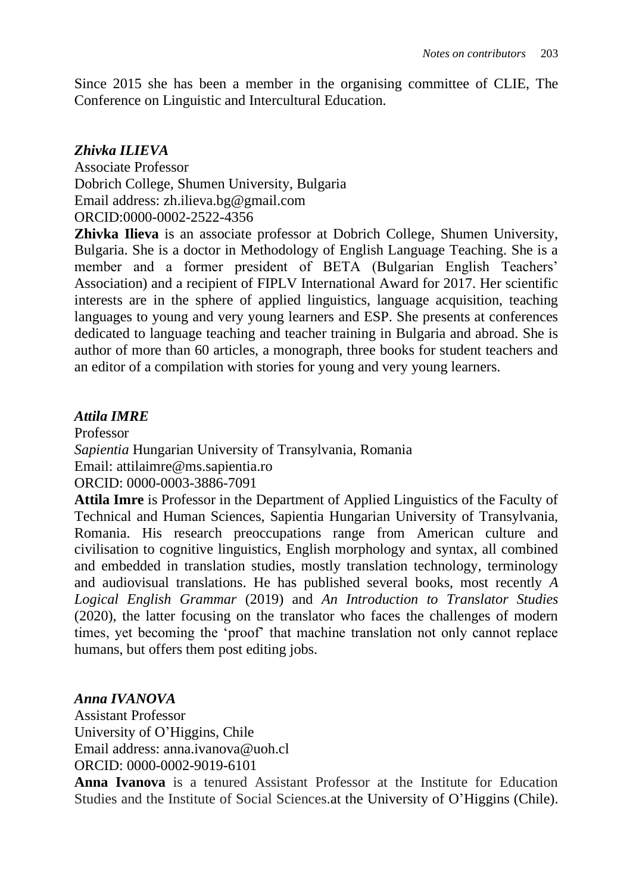Since 2015 she has been a member in the organising committee of CLIE, The Conference on Linguistic and Intercultural Education.

### *Zhivka ILIEVA*

Associate Professor
Dobrich College, Shumen University, Bulgaria
Email address: zh.ilieva.bg@gmail.com
ORCID:0000-0002-2522-4356

**Zhivka Ilieva** is an associate professor at Dobrich College, Shumen University, Bulgaria. She is a doctor in Methodology of English Language Teaching. She is a member and a former president of BETA (Bulgarian English Teachers' Association) and a recipient of FIPLV International Award for 2017. Her scientific interests are in the sphere of applied linguistics, language acquisition, teaching languages to young and very young learners and ESP. She presents at conferences dedicated to language teaching and teacher training in Bulgaria and abroad. She is author of more than 60 articles, a monograph, three books for student teachers and an editor of a compilation with stories for young and very young learners.

### *Attila IMRE*

Professor
*Sapientia* Hungarian University of Transylvania, Romania
Email: attilaimre@ms.sapientia.ro
ORCID: 0000-0003-3886-7091

**Attila Imre** is Professor in the Department of Applied Linguistics of the Faculty of Technical and Human Sciences, Sapientia Hungarian University of Transylvania, Romania. His research preoccupations range from American culture and civilisation to cognitive linguistics, English morphology and syntax, all combined and embedded in translation studies, mostly translation technology, terminology and audiovisual translations. He has published several books, most recently *A Logical English Grammar* (2019) and *An Introduction to Translator Studies* (2020), the latter focusing on the translator who faces the challenges of modern times, yet becoming the 'proof' that machine translation not only cannot replace humans, but offers them post editing jobs.

### *Anna IVANOVA*

Assistant Professor
University of O'Higgins, Chile
Email address: anna.ivanova@uoh.cl
ORCID: 0000-0002-9019-6101

**Anna Ivanova** is a tenured Assistant Professor at the Institute for Education Studies and the Institute of Social Sciences.at the University of O'Higgins (Chile).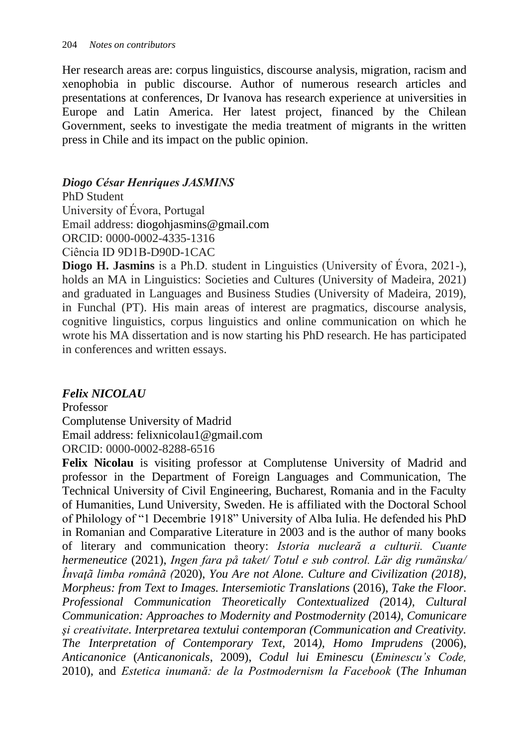Her research areas are: corpus linguistics, discourse analysis, migration, racism and xenophobia in public discourse. Author of numerous research articles and presentations at conferences, Dr Ivanova has research experience at universities in Europe and Latin America. Her latest project, financed by the Chilean Government, seeks to investigate the media treatment of migrants in the written press in Chile and its impact on the public opinion.

### *Diogo César Henriques JASMINS*

PhD Student
University of Évora, Portugal
Email address: diogohjasmins@gmail.com
ORCID: 0000-0002-4335-1316
Ciência ID 9D1B-D90D-1CAC

**Diogo H. Jasmins** is a Ph.D. student in Linguistics (University of Évora, 2021-), holds an MA in Linguistics: Societies and Cultures (University of Madeira, 2021) and graduated in Languages and Business Studies (University of Madeira, 2019), in Funchal (PT). His main areas of interest are pragmatics, discourse analysis, cognitive linguistics, corpus linguistics and online communication on which he wrote his MA dissertation and is now starting his PhD research. He has participated in conferences and written essays.

### *Felix NICOLAU*

Professor
Complutense University of Madrid
Email address: felixnicolau1@gmail.com
ORCID: 0000-0002-8288-6516

**Felix Nicolau** is visiting professor at Complutense University of Madrid and professor in the Department of Foreign Languages and Communication, The Technical University of Civil Engineering, Bucharest, Romania and in the Faculty of Humanities, Lund University, Sweden. He is affiliated with the Doctoral School of Philology of "1 Decembrie 1918" University of Alba Iulia. He defended his PhD in Romanian and Comparative Literature in 2003 and is the author of many books of literary and communication theory: *Istoria nucleară a culturii. Cuante hermeneutice* (2021), *Ingen fara på taket/ Totul e sub control. Lär dig rumänska/ Învaţã limba românã (*2020), *You Are not Alone. Culture and Civilization (2018)*, *Morpheus: from Text to Images. Intersemiotic Translations* (2016), *Take the Floor. Professional Communication Theoretically Contextualized (*2014*)*, *Cultural Communication: Approaches to Modernity and Postmodernity (*2014*)*, *Comunicare şi creativitate*. *Interpretarea textului contemporan (Communication and Creativity. The Interpretation of Contemporary Text,* 2014*)*, *Homo Imprudens* (2006), *Anticanonice* (*Anticanonicals*, 2009), *Codul lui Eminescu* (*Eminescu's Code,* 2010), and *Estetica inumană: de la Postmodernism la Facebook* (*The Inhuman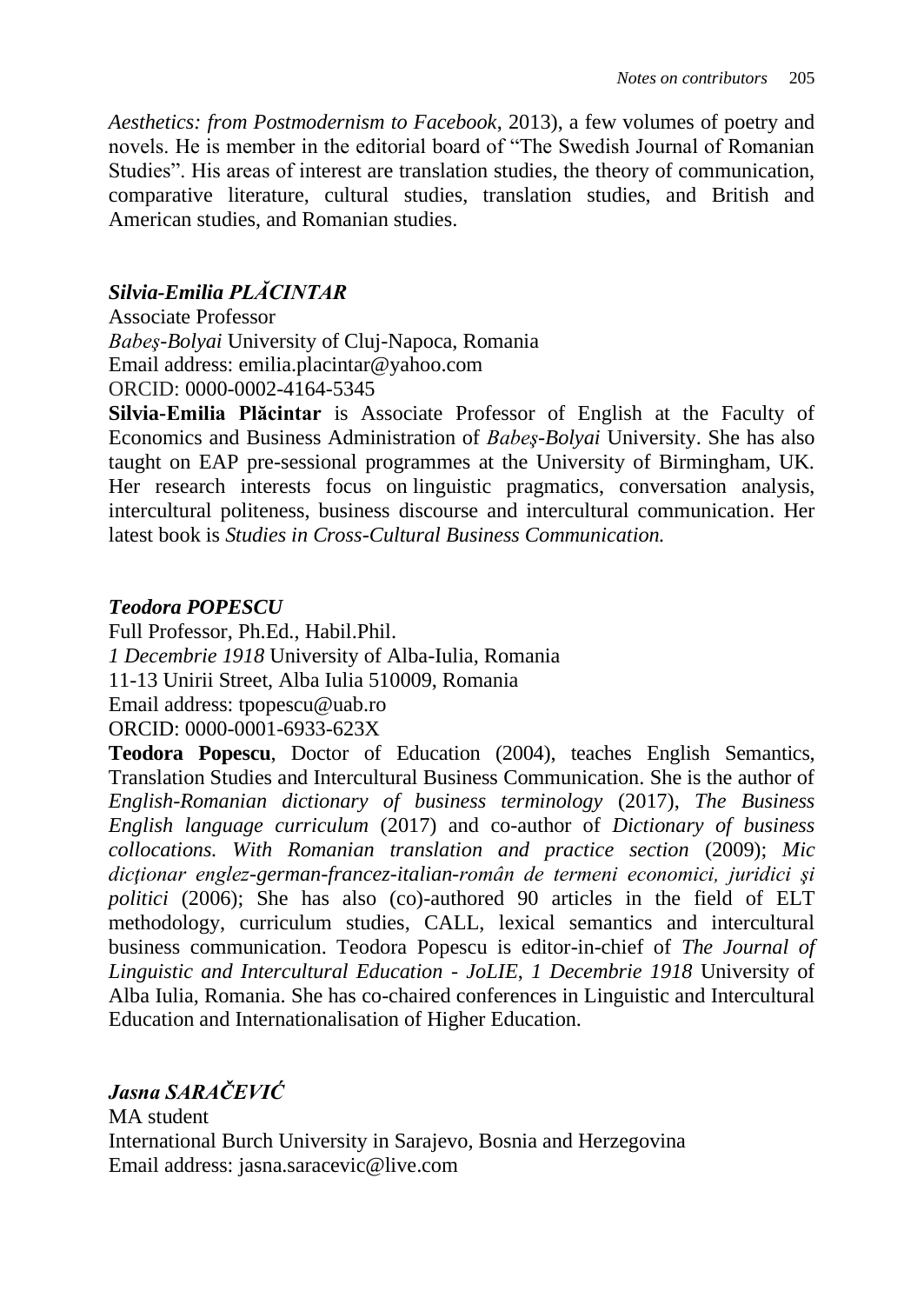*Aesthetics: from Postmodernism to Facebook*, 2013), a few volumes of poetry and novels. He is member in the editorial board of "The Swedish Journal of Romanian Studies". His areas of interest are translation studies, the theory of communication, comparative literature, cultural studies, translation studies, and British and American studies, and Romanian studies.

### *Silvia-Emilia PLĂCINTAR*

Associate Professor
*Babeş-Bolyai* University of Cluj-Napoca, Romania
Email address: emilia.placintar@yahoo.com
ORCID: 0000-0002-4164-5345

**Silvia-Emilia Plăcintar** is Associate Professor of English at the Faculty of Economics and Business Administration of *Babeş-Bolyai* University. She has also taught on EAP pre-sessional programmes at the University of Birmingham, UK. Her research interests focus on linguistic pragmatics, conversation analysis, intercultural politeness, business discourse and intercultural communication. Her latest book is *Studies in Cross-Cultural Business Communication.*

### *Teodora POPESCU*

Full Professor, Ph.Ed., Habil.Phil.
*1 Decembrie 1918* University of Alba-Iulia, Romania
11-13 Unirii Street, Alba Iulia 510009, Romania
Email address: tpopescu@uab.ro
ORCID: 0000-0001-6933-623X

**Teodora Popescu**, Doctor of Education (2004), teaches English Semantics, Translation Studies and Intercultural Business Communication. She is the author of *English-Romanian dictionary of business terminology* (2017), *The Business English language curriculum* (2017) and co-author of *Dictionary of business collocations. With Romanian translation and practice section* (2009); *Mic dicţionar englez-german-francez-italian-român de termeni economici, juridici şi politici* (2006); She has also (co)-authored 90 articles in the field of ELT methodology, curriculum studies, CALL, lexical semantics and intercultural business communication. Teodora Popescu is editor-in-chief of *The Journal of Linguistic and Intercultural Education - JoLIE*, *1 Decembrie 1918* University of Alba Iulia, Romania. She has co-chaired conferences in Linguistic and Intercultural Education and Internationalisation of Higher Education.

### *Jasna SARAČEVIĆ*

MA student
International Burch University in Sarajevo, Bosnia and Herzegovina
Email address: jasna.saracevic@live.com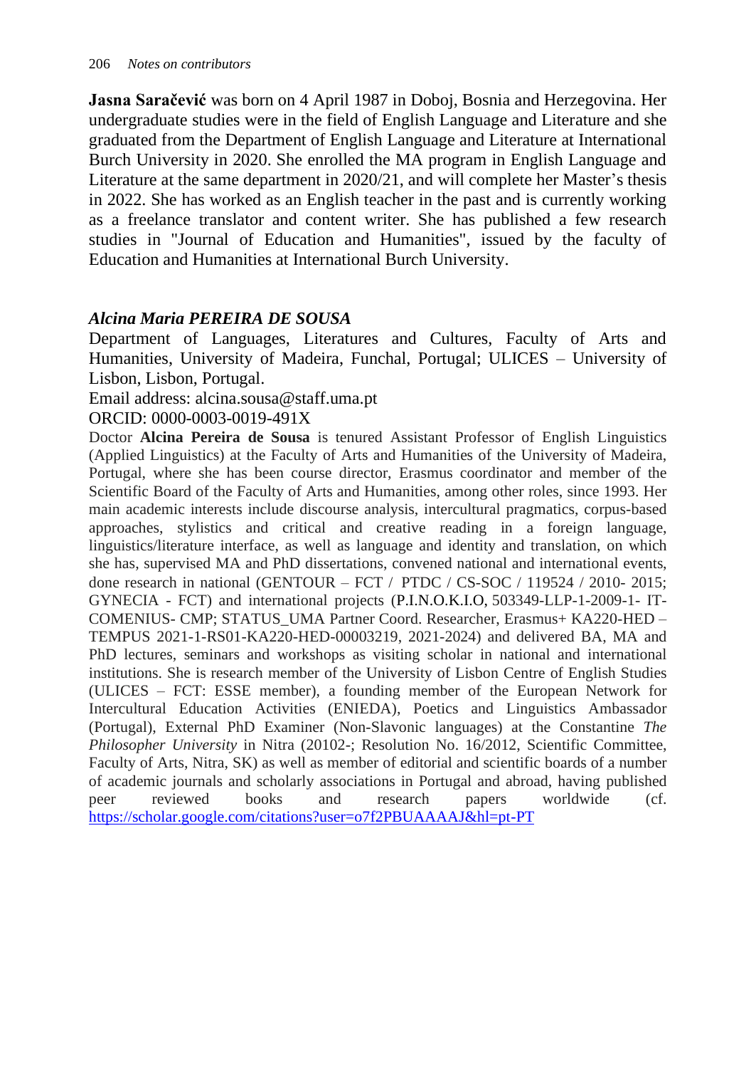**Jasna Saračević** was born on 4 April 1987 in Doboj, Bosnia and Herzegovina. Her undergraduate studies were in the field of English Language and Literature and she graduated from the Department of English Language and Literature at International Burch University in 2020. She enrolled the MA program in English Language and Literature at the same department in 2020/21, and will complete her Master's thesis in 2022. She has worked as an English teacher in the past and is currently working as a freelance translator and content writer. She has published a few research studies in "Journal of Education and Humanities", issued by the faculty of Education and Humanities at International Burch University.

### *Alcina Maria PEREIRA DE SOUSA*

Department of Languages, Literatures and Cultures, Faculty of Arts and Humanities, University of Madeira, Funchal, Portugal; ULICES – University of Lisbon, Lisbon, Portugal.

Email address: alcina.sousa@staff.uma.pt

ORCID: 0000-0003-0019-491X

Doctor **Alcina Pereira de Sousa** is tenured Assistant Professor of English Linguistics (Applied Linguistics) at the Faculty of Arts and Humanities of the University of Madeira, Portugal, where she has been course director, Erasmus coordinator and member of the Scientific Board of the Faculty of Arts and Humanities, among other roles, since 1993. Her main academic interests include discourse analysis, intercultural pragmatics, corpus-based approaches, stylistics and critical and creative reading in a foreign language, linguistics/literature interface, as well as language and identity and translation, on which she has, supervised MA and PhD dissertations, convened national and international events, done research in national (GENTOUR – FCT / PTDC / CS-SOC / 119524 / 2010- 2015; GYNECIA - FCT) and international projects (P.I.N.O.K.I.O, 503349-LLP-1-2009-1- IT-COMENIUS- CMP; STATUS_UMA Partner Coord. Researcher, Erasmus+ KA220-HED – TEMPUS 2021-1-RS01-KA220-HED-00003219, 2021-2024) and delivered BA, MA and PhD lectures, seminars and workshops as visiting scholar in national and international institutions. She is research member of the University of Lisbon Centre of English Studies (ULICES – FCT: ESSE member), a founding member of the European Network for Intercultural Education Activities (ENIEDA), Poetics and Linguistics Ambassador (Portugal), External PhD Examiner (Non-Slavonic languages) at the Constantine *The Philosopher University* in Nitra (20102-; Resolution No. 16/2012, Scientific Committee, Faculty of Arts, Nitra, SK) as well as member of editorial and scientific boards of a number of academic journals and scholarly associations in Portugal and abroad, having published peer reviewed books and research papers worldwide (cf. https://scholar.google.com/citations?user=o7f2PBUAAAAJ&hl=pt-PT